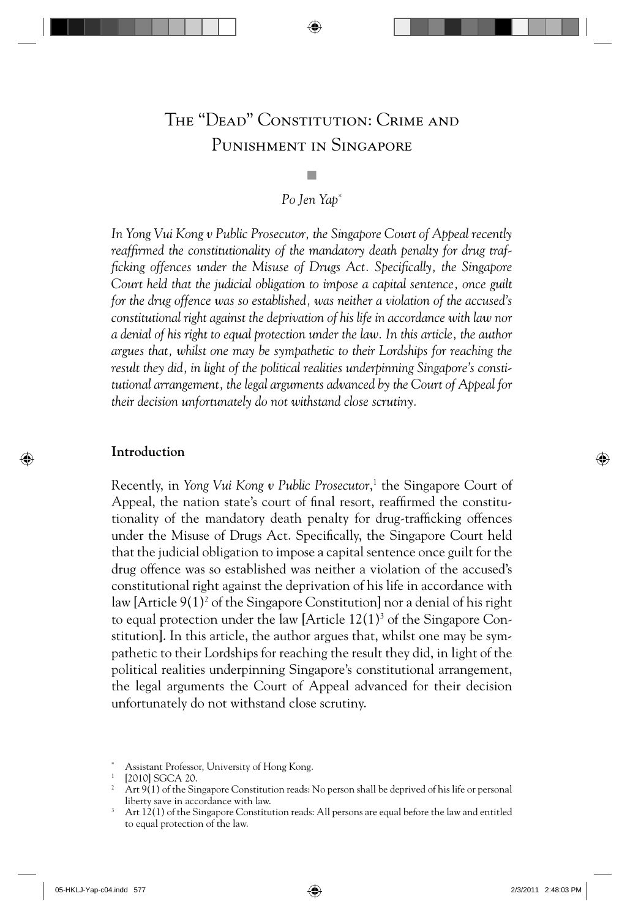# The "Dead" Constitution: Crime and Punishment in Singapore

*Po Jen Yap*[*]

*In Yong Vui Kong v Public Prosecutor, the Singapore Court of Appeal recently reaffirmed the constitutionality of the mandatory death penalty for drug trafficking offences under the Misuse of Drugs Act. Specifically, the Singapore Court held that the judicial obligation to impose a capital sentence, once guilt for the drug offence was so established, was neither a violation of the accused's constitutional right against the deprivation of his life in accordance with law nor a denial of his right to equal protection under the law. In this article, the author argues that, whilst one may be sympathetic to their Lordships for reaching the result they did, in light of the political realities underpinning Singapore's constitutional arrangement, the legal arguments advanced by the Court of Appeal for their decision unfortunately do not withstand close scrutiny.*

## Introduction

Recently, in *Yong Vui Kong v Public Prosecutor*,[1] the Singapore Court of Appeal, the nation state's court of final resort, reaffirmed the constitutionality of the mandatory death penalty for drug-trafficking offences under the Misuse of Drugs Act. Specifically, the Singapore Court held that the judicial obligation to impose a capital sentence once guilt for the drug offence was so established was neither a violation of the accused's constitutional right against the deprivation of his life in accordance with law [Article 9(1)[2] of the Singapore Constitution] nor a denial of his right to equal protection under the law [Article 12(1)[3] of the Singapore Constitution]. In this article, the author argues that, whilst one may be sympathetic to their Lordships for reaching the result they did, in light of the political realities underpinning Singapore's constitutional arrangement, the legal arguments the Court of Appeal advanced for their decision unfortunately do not withstand close scrutiny.

---

[*] Assistant Professor, University of Hong Kong.

[1] [2010] SGCA 20.

[2] Art 9(1) of the Singapore Constitution reads: No person shall be deprived of his life or personal liberty save in accordance with law.

[3] Art 12(1) of the Singapore Constitution reads: All persons are equal before the law and entitled to equal protection of the law.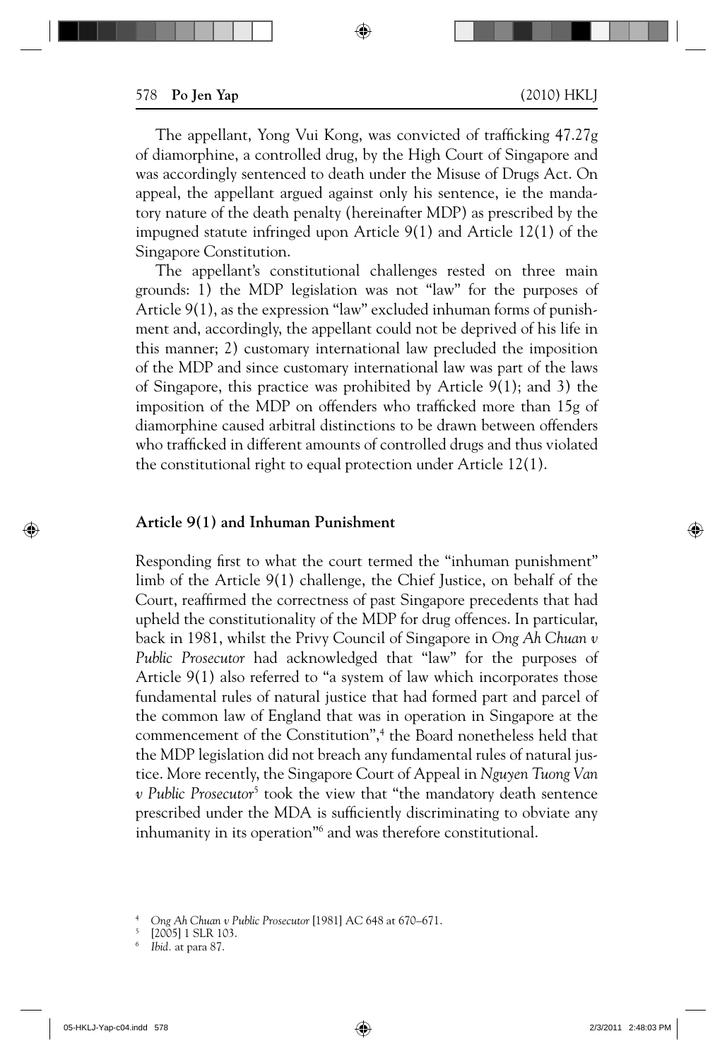The appellant, Yong Vui Kong, was convicted of trafficking 47.27g of diamorphine, a controlled drug, by the High Court of Singapore and was accordingly sentenced to death under the Misuse of Drugs Act. On appeal, the appellant argued against only his sentence, ie the mandatory nature of the death penalty (hereinafter MDP) as prescribed by the impugned statute infringed upon Article 9(1) and Article 12(1) of the Singapore Constitution.

The appellant's constitutional challenges rested on three main grounds: 1) the MDP legislation was not "law" for the purposes of Article 9(1), as the expression "law" excluded inhuman forms of punishment and, accordingly, the appellant could not be deprived of his life in this manner; 2) customary international law precluded the imposition of the MDP and since customary international law was part of the laws of Singapore, this practice was prohibited by Article 9(1); and 3) the imposition of the MDP on offenders who trafficked more than 15g of diamorphine caused arbitral distinctions to be drawn between offenders who trafficked in different amounts of controlled drugs and thus violated the constitutional right to equal protection under Article 12(1).

## Article 9(1) and Inhuman Punishment

Responding first to what the court termed the "inhuman punishment" limb of the Article 9(1) challenge, the Chief Justice, on behalf of the Court, reaffirmed the correctness of past Singapore precedents that had upheld the constitutionality of the MDP for drug offences. In particular, back in 1981, whilst the Privy Council of Singapore in *Ong Ah Chuan v Public Prosecutor* had acknowledged that "law" for the purposes of Article 9(1) also referred to "a system of law which incorporates those fundamental rules of natural justice that had formed part and parcel of the common law of England that was in operation in Singapore at the commencement of the Constitution",[4] the Board nonetheless held that the MDP legislation did not breach any fundamental rules of natural justice. More recently, the Singapore Court of Appeal in *Nguyen Tuong Van v Public Prosecutor*[5] took the view that "the mandatory death sentence prescribed under the MDA is sufficiently discriminating to obviate any inhumanity in its operation"[6] and was therefore constitutional.

[4] *Ong Ah Chuan v Public Prosecutor* [1981] AC 648 at 670–671.

[5] [2005] 1 SLR 103.

[6] *Ibid.* at para 87.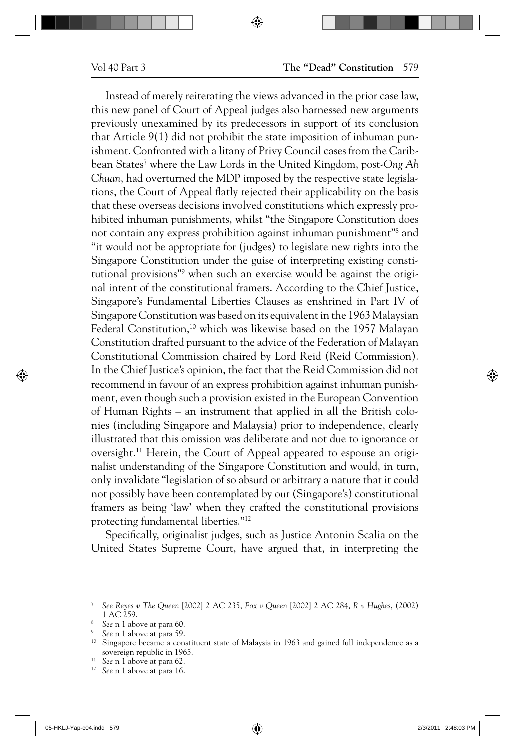Instead of merely reiterating the views advanced in the prior case law, this new panel of Court of Appeal judges also harnessed new arguments previously unexamined by its predecessors in support of its conclusion that Article 9(1) did not prohibit the state imposition of inhuman punishment. Confronted with a litany of Privy Council cases from the Caribbean States[7] where the Law Lords in the United Kingdom, post-*Ong Ah Chuan*, had overturned the MDP imposed by the respective state legislations, the Court of Appeal flatly rejected their applicability on the basis that these overseas decisions involved constitutions which expressly prohibited inhuman punishments, whilst "the Singapore Constitution does not contain any express prohibition against inhuman punishment"[8] and "it would not be appropriate for (judges) to legislate new rights into the Singapore Constitution under the guise of interpreting existing constitutional provisions"[9] when such an exercise would be against the original intent of the constitutional framers. According to the Chief Justice, Singapore's Fundamental Liberties Clauses as enshrined in Part IV of Singapore Constitution was based on its equivalent in the 1963 Malaysian Federal Constitution,[10] which was likewise based on the 1957 Malayan Constitution drafted pursuant to the advice of the Federation of Malayan Constitutional Commission chaired by Lord Reid (Reid Commission). In the Chief Justice's opinion, the fact that the Reid Commission did not recommend in favour of an express prohibition against inhuman punishment, even though such a provision existed in the European Convention of Human Rights – an instrument that applied in all the British colonies (including Singapore and Malaysia) prior to independence, clearly illustrated that this omission was deliberate and not due to ignorance or oversight.[11] Herein, the Court of Appeal appeared to espouse an originalist understanding of the Singapore Constitution and would, in turn, only invalidate "legislation of so absurd or arbitrary a nature that it could not possibly have been contemplated by our (Singapore's) constitutional framers as being 'law' when they crafted the constitutional provisions protecting fundamental liberties."[12]

Specifically, originalist judges, such as Justice Antonin Scalia on the United States Supreme Court, have argued that, in interpreting the

---

[7] *See Reyes v The Queen* [2002] 2 AC 235, *Fox v Queen* [2002] 2 AC 284, *R v Hughes*, (2002) 1 AC 259.

[8] *See* n 1 above at para 60.

[9] *See* n 1 above at para 59.

[10] Singapore became a constituent state of Malaysia in 1963 and gained full independence as a sovereign republic in 1965.

[11] *See* n 1 above at para 62.

[12] *See* n 1 above at para 16.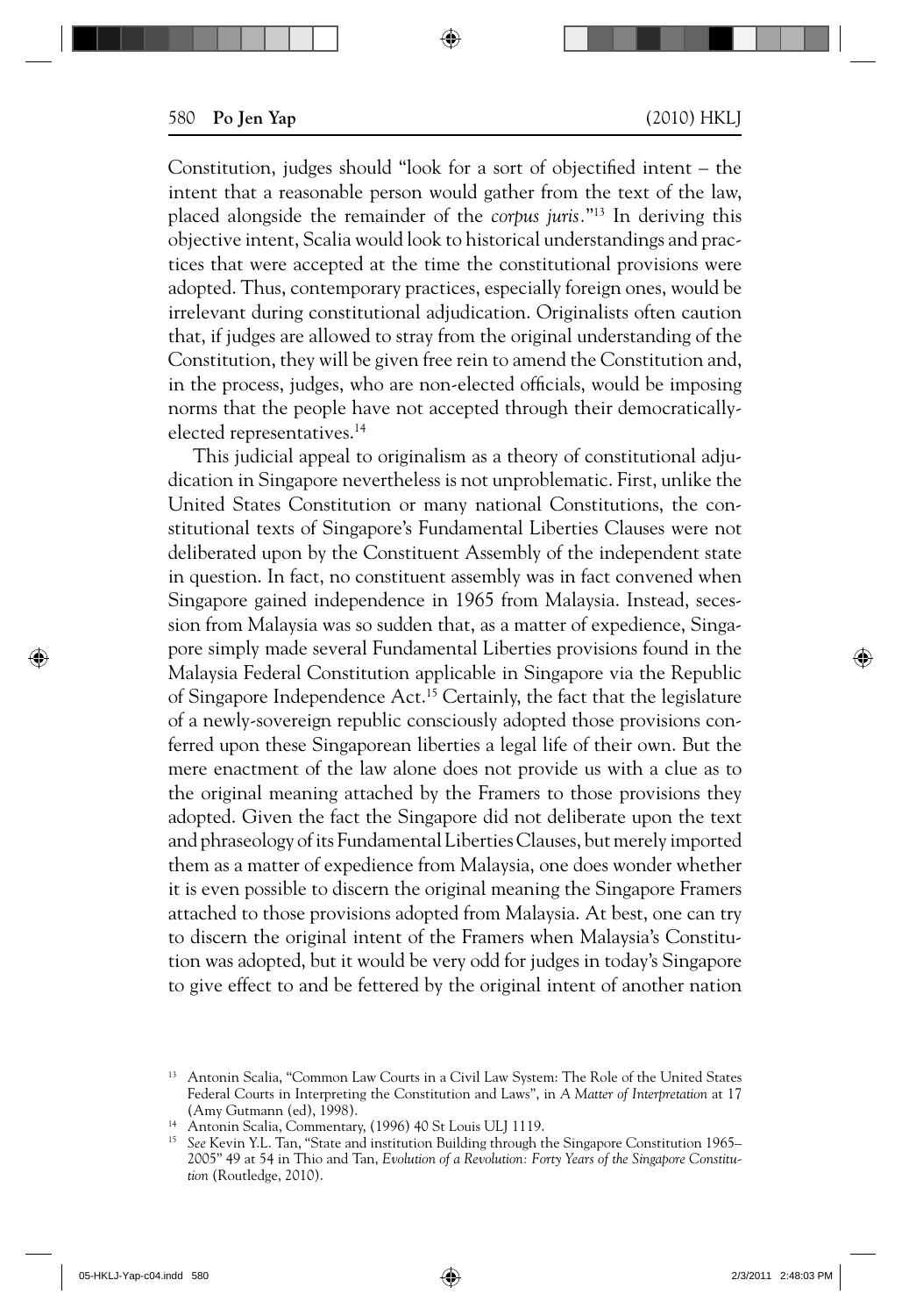Constitution, judges should "look for a sort of objectified intent – the intent that a reasonable person would gather from the text of the law, placed alongside the remainder of the *corpus juris*."[13] In deriving this objective intent, Scalia would look to historical understandings and practices that were accepted at the time the constitutional provisions were adopted. Thus, contemporary practices, especially foreign ones, would be irrelevant during constitutional adjudication. Originalists often caution that, if judges are allowed to stray from the original understanding of the Constitution, they will be given free rein to amend the Constitution and, in the process, judges, who are non-elected officials, would be imposing norms that the people have not accepted through their democratically-elected representatives.[14]

This judicial appeal to originalism as a theory of constitutional adjudication in Singapore nevertheless is not unproblematic. First, unlike the United States Constitution or many national Constitutions, the constitutional texts of Singapore's Fundamental Liberties Clauses were not deliberated upon by the Constituent Assembly of the independent state in question. In fact, no constituent assembly was in fact convened when Singapore gained independence in 1965 from Malaysia. Instead, secession from Malaysia was so sudden that, as a matter of expedience, Singapore simply made several Fundamental Liberties provisions found in the Malaysia Federal Constitution applicable in Singapore via the Republic of Singapore Independence Act.[15] Certainly, the fact that the legislature of a newly-sovereign republic consciously adopted those provisions conferred upon these Singaporean liberties a legal life of their own. But the mere enactment of the law alone does not provide us with a clue as to the original meaning attached by the Framers to those provisions they adopted. Given the fact the Singapore did not deliberate upon the text and phraseology of its Fundamental Liberties Clauses, but merely imported them as a matter of expedience from Malaysia, one does wonder whether it is even possible to discern the original meaning the Singapore Framers attached to those provisions adopted from Malaysia. At best, one can try to discern the original intent of the Framers when Malaysia's Constitution was adopted, but it would be very odd for judges in today's Singapore to give effect to and be fettered by the original intent of another nation

---

[13] Antonin Scalia, "Common Law Courts in a Civil Law System: The Role of the United States Federal Courts in Interpreting the Constitution and Laws", in *A Matter of Interpretation* at 17 (Amy Gutmann (ed), 1998).

[14] Antonin Scalia, Commentary, (1996) 40 St Louis ULJ 1119.

[15] *See* Kevin Y.L. Tan, "State and institution Building through the Singapore Constitution 1965–2005" 49 at 54 in Thio and Tan, *Evolution of a Revolution: Forty Years of the Singapore Constitution* (Routledge, 2010).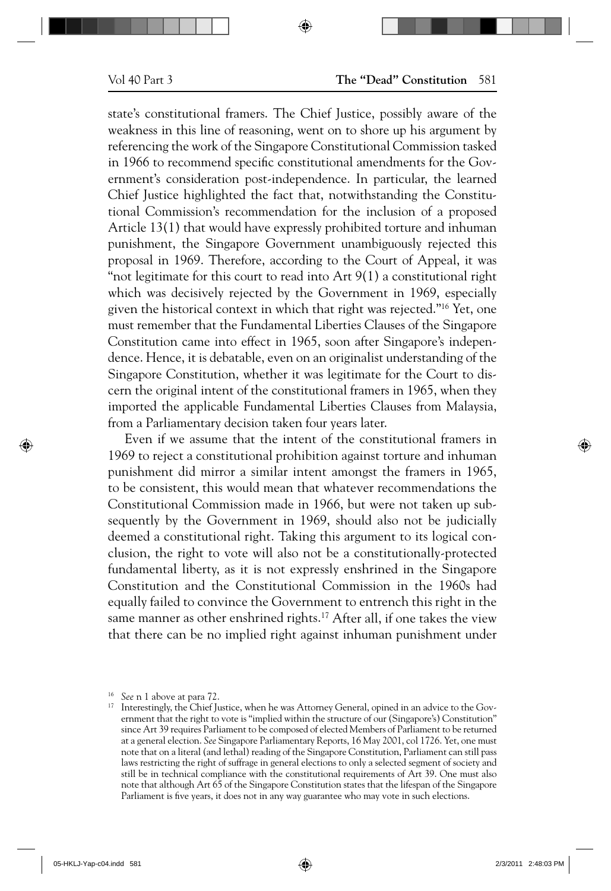state's constitutional framers. The Chief Justice, possibly aware of the weakness in this line of reasoning, went on to shore up his argument by referencing the work of the Singapore Constitutional Commission tasked in 1966 to recommend specific constitutional amendments for the Government's consideration post-independence. In particular, the learned Chief Justice highlighted the fact that, notwithstanding the Constitutional Commission's recommendation for the inclusion of a proposed Article 13(1) that would have expressly prohibited torture and inhuman punishment, the Singapore Government unambiguously rejected this proposal in 1969. Therefore, according to the Court of Appeal, it was "not legitimate for this court to read into Art 9(1) a constitutional right which was decisively rejected by the Government in 1969, especially given the historical context in which that right was rejected."[16] Yet, one must remember that the Fundamental Liberties Clauses of the Singapore Constitution came into effect in 1965, soon after Singapore's independence. Hence, it is debatable, even on an originalist understanding of the Singapore Constitution, whether it was legitimate for the Court to discern the original intent of the constitutional framers in 1965, when they imported the applicable Fundamental Liberties Clauses from Malaysia, from a Parliamentary decision taken four years later.

Even if we assume that the intent of the constitutional framers in 1969 to reject a constitutional prohibition against torture and inhuman punishment did mirror a similar intent amongst the framers in 1965, to be consistent, this would mean that whatever recommendations the Constitutional Commission made in 1966, but were not taken up subsequently by the Government in 1969, should also not be judicially deemed a constitutional right. Taking this argument to its logical conclusion, the right to vote will also not be a constitutionally-protected fundamental liberty, as it is not expressly enshrined in the Singapore Constitution and the Constitutional Commission in the 1960s had equally failed to convince the Government to entrench this right in the same manner as other enshrined rights.[17] After all, if one takes the view that there can be no implied right against inhuman punishment under

---

[16] *See* n 1 above at para 72.

[17] Interestingly, the Chief Justice, when he was Attorney General, opined in an advice to the Government that the right to vote is "implied within the structure of our (Singapore's) Constitution" since Art 39 requires Parliament to be composed of elected Members of Parliament to be returned at a general election. *See* Singapore Parliamentary Reports, 16 May 2001, col 1726. Yet, one must note that on a literal (and lethal) reading of the Singapore Constitution, Parliament can still pass laws restricting the right of suffrage in general elections to only a selected segment of society and still be in technical compliance with the constitutional requirements of Art 39. One must also note that although Art 65 of the Singapore Constitution states that the lifespan of the Singapore Parliament is five years, it does not in any way guarantee who may vote in such elections.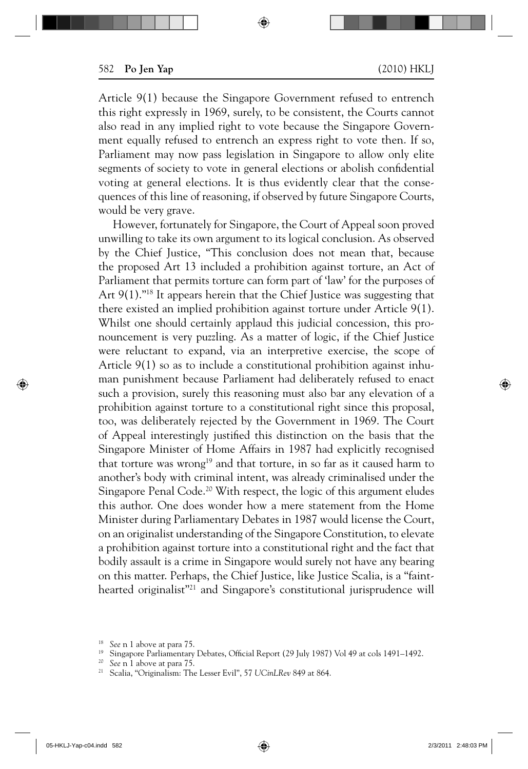Article 9(1) because the Singapore Government refused to entrench this right expressly in 1969, surely, to be consistent, the Courts cannot also read in any implied right to vote because the Singapore Government equally refused to entrench an express right to vote then. If so, Parliament may now pass legislation in Singapore to allow only elite segments of society to vote in general elections or abolish confidential voting at general elections. It is thus evidently clear that the consequences of this line of reasoning, if observed by future Singapore Courts, would be very grave.

However, fortunately for Singapore, the Court of Appeal soon proved unwilling to take its own argument to its logical conclusion. As observed by the Chief Justice, "This conclusion does not mean that, because the proposed Art 13 included a prohibition against torture, an Act of Parliament that permits torture can form part of 'law' for the purposes of Art 9(1)."[18] It appears herein that the Chief Justice was suggesting that there existed an implied prohibition against torture under Article 9(1). Whilst one should certainly applaud this judicial concession, this pronouncement is very puzzling. As a matter of logic, if the Chief Justice were reluctant to expand, via an interpretive exercise, the scope of Article 9(1) so as to include a constitutional prohibition against inhuman punishment because Parliament had deliberately refused to enact such a provision, surely this reasoning must also bar any elevation of a prohibition against torture to a constitutional right since this proposal, too, was deliberately rejected by the Government in 1969. The Court of Appeal interestingly justified this distinction on the basis that the Singapore Minister of Home Affairs in 1987 had explicitly recognised that torture was wrong[19] and that torture, in so far as it caused harm to another's body with criminal intent, was already criminalised under the Singapore Penal Code.[20] With respect, the logic of this argument eludes this author. One does wonder how a mere statement from the Home Minister during Parliamentary Debates in 1987 would license the Court, on an originalist understanding of the Singapore Constitution, to elevate a prohibition against torture into a constitutional right and the fact that bodily assault is a crime in Singapore would surely not have any bearing on this matter. Perhaps, the Chief Justice, like Justice Scalia, is a "faint-hearted originalist"[21] and Singapore's constitutional jurisprudence will

---

[18] *See* n 1 above at para 75.

[19] Singapore Parliamentary Debates, Official Report (29 July 1987) Vol 49 at cols 1491–1492.

[20] *See* n 1 above at para 75.

[21] Scalia, "Originalism: The Lesser Evil", 57 *UCinLRev* 849 at 864.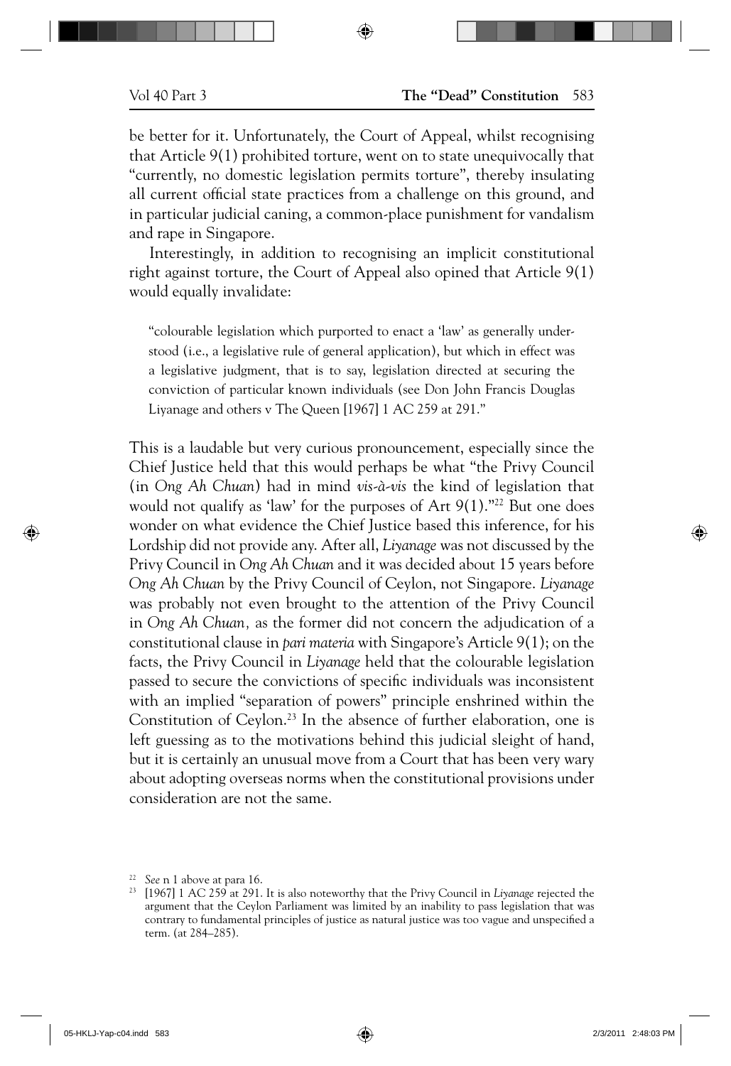be better for it. Unfortunately, the Court of Appeal, whilst recognising that Article 9(1) prohibited torture, went on to state unequivocally that "currently, no domestic legislation permits torture", thereby insulating all current official state practices from a challenge on this ground, and in particular judicial caning, a common-place punishment for vandalism and rape in Singapore.

Interestingly, in addition to recognising an implicit constitutional right against torture, the Court of Appeal also opined that Article 9(1) would equally invalidate:

> "colourable legislation which purported to enact a 'law' as generally understood (i.e., a legislative rule of general application), but which in effect was a legislative judgment, that is to say, legislation directed at securing the conviction of particular known individuals (see Don John Francis Douglas Liyanage and others v The Queen [1967] 1 AC 259 at 291."

This is a laudable but very curious pronouncement, especially since the Chief Justice held that this would perhaps be what "the Privy Council (in *Ong Ah Chuan*) had in mind *vis-à-vis* the kind of legislation that would not qualify as 'law' for the purposes of Art 9(1)."[22] But one does wonder on what evidence the Chief Justice based this inference, for his Lordship did not provide any. After all, *Liyanage* was not discussed by the Privy Council in *Ong Ah Chuan* and it was decided about 15 years before *Ong Ah Chuan* by the Privy Council of Ceylon, not Singapore. *Liyanage* was probably not even brought to the attention of the Privy Council in *Ong Ah Chuan*, as the former did not concern the adjudication of a constitutional clause in *pari materia* with Singapore's Article 9(1); on the facts, the Privy Council in *Liyanage* held that the colourable legislation passed to secure the convictions of specific individuals was inconsistent with an implied "separation of powers" principle enshrined within the Constitution of Ceylon.[23] In the absence of further elaboration, one is left guessing as to the motivations behind this judicial sleight of hand, but it is certainly an unusual move from a Court that has been very wary about adopting overseas norms when the constitutional provisions under consideration are not the same.

---

[22] *See* n 1 above at para 16.

[23] [1967] 1 AC 259 at 291. It is also noteworthy that the Privy Council in *Liyanage* rejected the argument that the Ceylon Parliament was limited by an inability to pass legislation that was contrary to fundamental principles of justice as natural justice was too vague and unspecified a term. (at 284–285).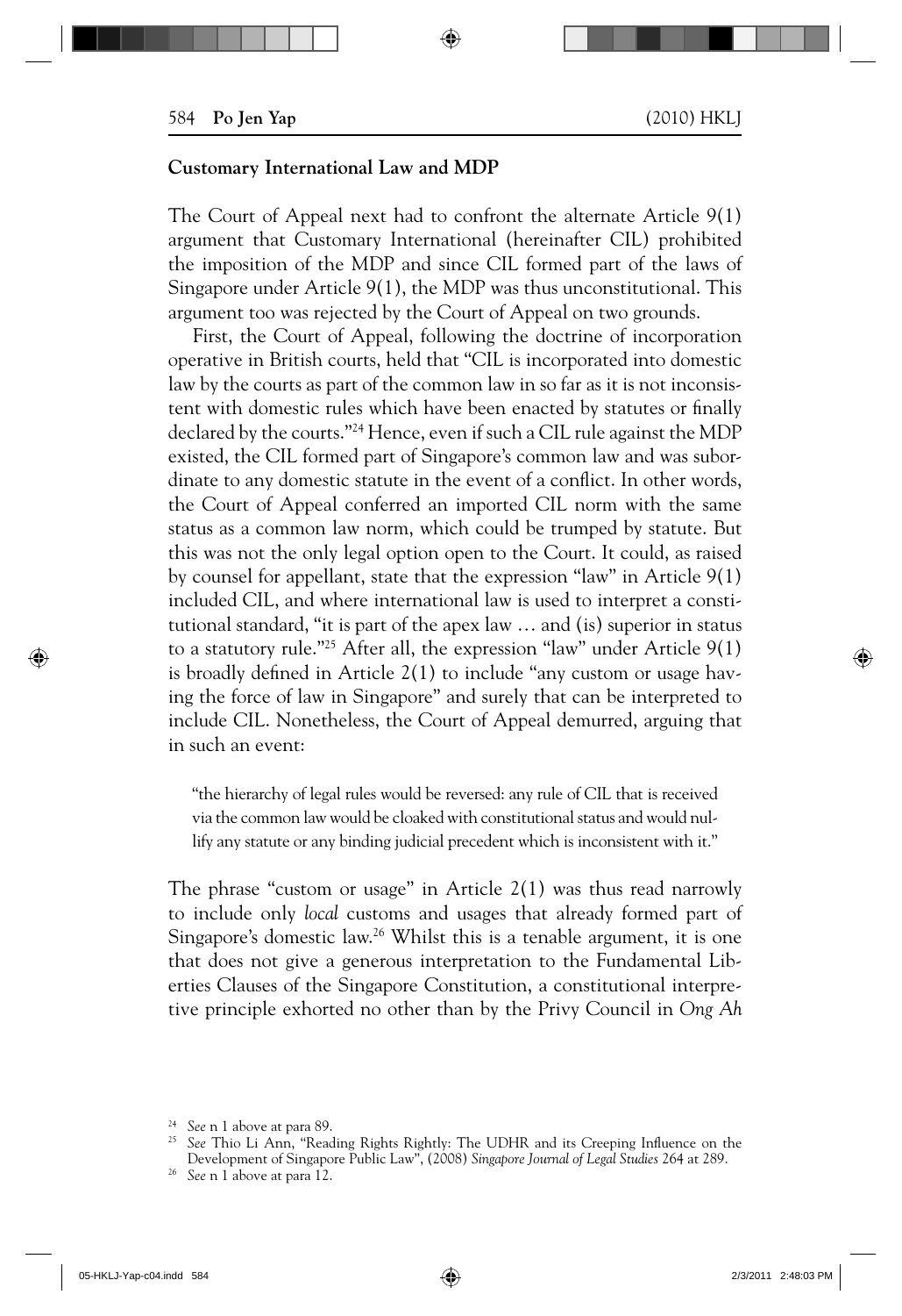**Customary International Law and MDP**

The Court of Appeal next had to confront the alternate Article 9(1) argument that Customary International (hereinafter CIL) prohibited the imposition of the MDP and since CIL formed part of the laws of Singapore under Article 9(1), the MDP was thus unconstitutional. This argument too was rejected by the Court of Appeal on two grounds.

First, the Court of Appeal, following the doctrine of incorporation operative in British courts, held that "CIL is incorporated into domestic law by the courts as part of the common law in so far as it is not inconsistent with domestic rules which have been enacted by statutes or finally declared by the courts."[24] Hence, even if such a CIL rule against the MDP existed, the CIL formed part of Singapore's common law and was subordinate to any domestic statute in the event of a conflict. In other words, the Court of Appeal conferred an imported CIL norm with the same status as a common law norm, which could be trumped by statute. But this was not the only legal option open to the Court. It could, as raised by counsel for appellant, state that the expression "law" in Article 9(1) included CIL, and where international law is used to interpret a constitutional standard, "it is part of the apex law … and (is) superior in status to a statutory rule."[25] After all, the expression "law" under Article 9(1) is broadly defined in Article 2(1) to include "any custom or usage having the force of law in Singapore" and surely that can be interpreted to include CIL. Nonetheless, the Court of Appeal demurred, arguing that in such an event:

> "the hierarchy of legal rules would be reversed: any rule of CIL that is received via the common law would be cloaked with constitutional status and would nullify any statute or any binding judicial precedent which is inconsistent with it."

The phrase "custom or usage" in Article 2(1) was thus read narrowly to include only *local* customs and usages that already formed part of Singapore's domestic law.[26] Whilst this is a tenable argument, it is one that does not give a generous interpretation to the Fundamental Liberties Clauses of the Singapore Constitution, a constitutional interpretive principle exhorted no other than by the Privy Council in *Ong Ah*

---

[24] *See* n 1 above at para 89.

[25] *See* Thio Li Ann, "Reading Rights Rightly: The UDHR and its Creeping Influence on the Development of Singapore Public Law", (2008) *Singapore Journal of Legal Studies* 264 at 289.

[26] *See* n 1 above at para 12.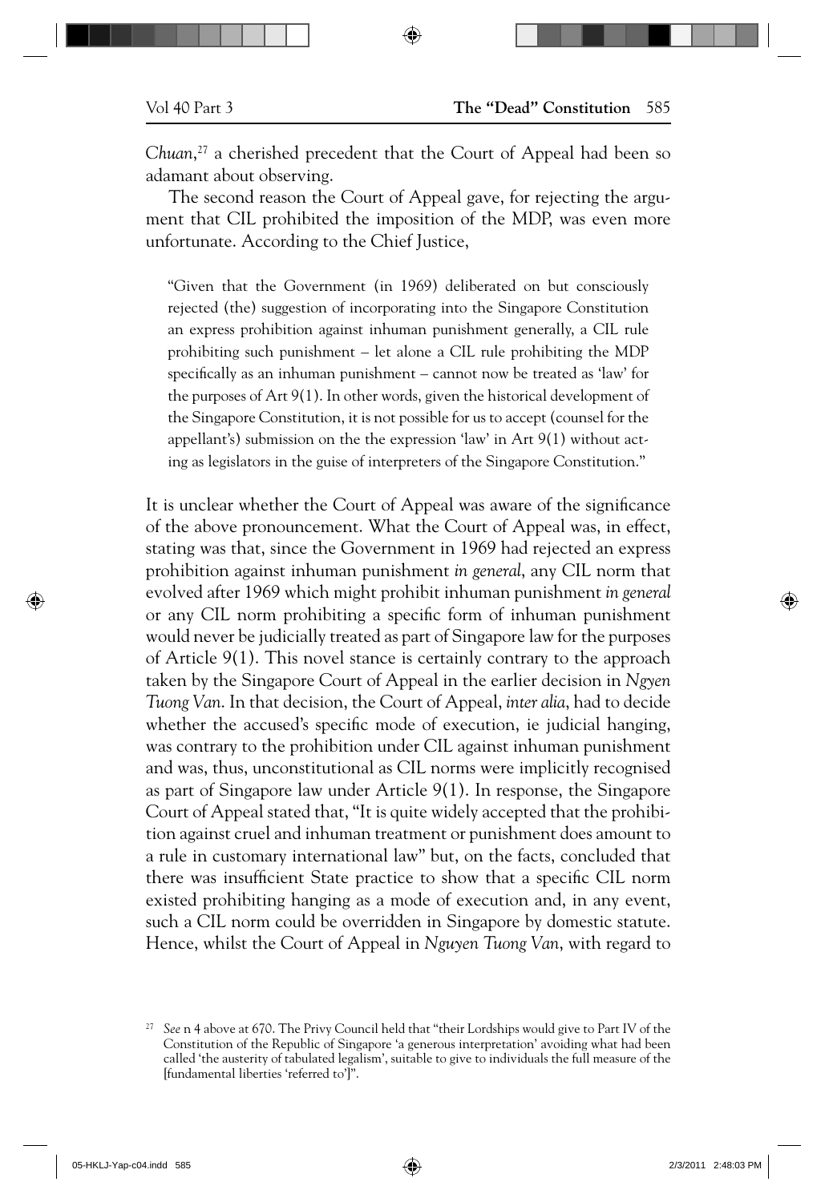*Chuan*,[27] a cherished precedent that the Court of Appeal had been so adamant about observing.

The second reason the Court of Appeal gave, for rejecting the argument that CIL prohibited the imposition of the MDP, was even more unfortunate. According to the Chief Justice,

> "Given that the Government (in 1969) deliberated on but consciously rejected (the) suggestion of incorporating into the Singapore Constitution an express prohibition against inhuman punishment generally, a CIL rule prohibiting such punishment – let alone a CIL rule prohibiting the MDP specifically as an inhuman punishment – cannot now be treated as 'law' for the purposes of Art 9(1). In other words, given the historical development of the Singapore Constitution, it is not possible for us to accept (counsel for the appellant's) submission on the the expression 'law' in Art 9(1) without acting as legislators in the guise of interpreters of the Singapore Constitution."

It is unclear whether the Court of Appeal was aware of the significance of the above pronouncement. What the Court of Appeal was, in effect, stating was that, since the Government in 1969 had rejected an express prohibition against inhuman punishment *in general*, any CIL norm that evolved after 1969 which might prohibit inhuman punishment *in general* or any CIL norm prohibiting a specific form of inhuman punishment would never be judicially treated as part of Singapore law for the purposes of Article 9(1). This novel stance is certainly contrary to the approach taken by the Singapore Court of Appeal in the earlier decision in *Ngyen Tuong Van*. In that decision, the Court of Appeal, *inter alia*, had to decide whether the accused's specific mode of execution, ie judicial hanging, was contrary to the prohibition under CIL against inhuman punishment and was, thus, unconstitutional as CIL norms were implicitly recognised as part of Singapore law under Article 9(1). In response, the Singapore Court of Appeal stated that, "It is quite widely accepted that the prohibition against cruel and inhuman treatment or punishment does amount to a rule in customary international law" but, on the facts, concluded that there was insufficient State practice to show that a specific CIL norm existed prohibiting hanging as a mode of execution and, in any event, such a CIL norm could be overridden in Singapore by domestic statute. Hence, whilst the Court of Appeal in *Nguyen Tuong Van*, with regard to

---

[27] *See* n 4 above at 670. The Privy Council held that "their Lordships would give to Part IV of the Constitution of the Republic of Singapore 'a generous interpretation' avoiding what had been called 'the austerity of tabulated legalism', suitable to give to individuals the full measure of the [fundamental liberties 'referred to']".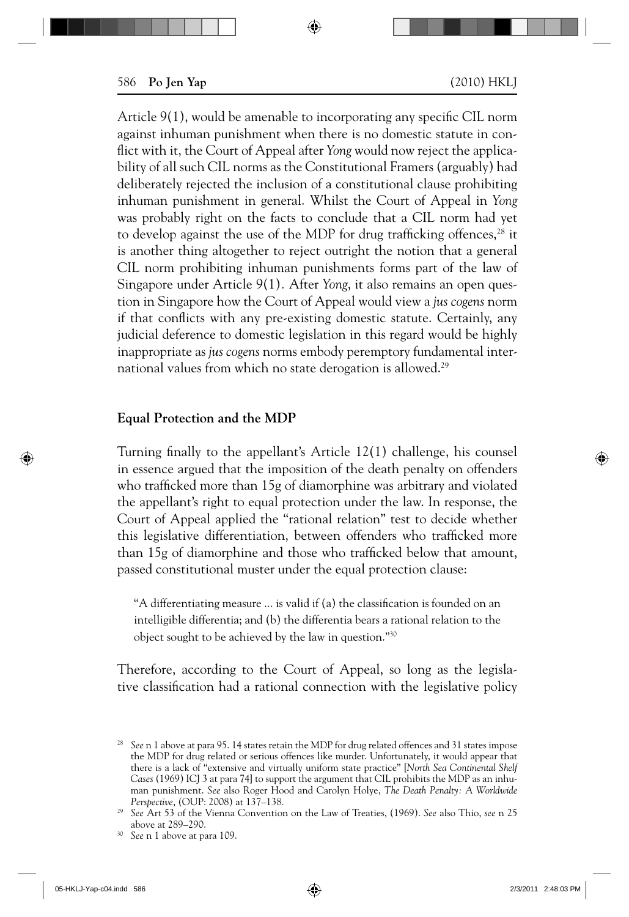Article 9(1), would be amenable to incorporating any specific CIL norm against inhuman punishment when there is no domestic statute in conflict with it, the Court of Appeal after *Yong* would now reject the applicability of all such CIL norms as the Constitutional Framers (arguably) had deliberately rejected the inclusion of a constitutional clause prohibiting inhuman punishment in general. Whilst the Court of Appeal in *Yong* was probably right on the facts to conclude that a CIL norm had yet to develop against the use of the MDP for drug trafficking offences,[28] it is another thing altogether to reject outright the notion that a general CIL norm prohibiting inhuman punishments forms part of the law of Singapore under Article 9(1). After *Yong*, it also remains an open question in Singapore how the Court of Appeal would view a *jus cogens* norm if that conflicts with any pre-existing domestic statute. Certainly, any judicial deference to domestic legislation in this regard would be highly inappropriate as *jus cogens* norms embody peremptory fundamental international values from which no state derogation is allowed.[29]

## Equal Protection and the MDP

Turning finally to the appellant's Article 12(1) challenge, his counsel in essence argued that the imposition of the death penalty on offenders who trafficked more than 15g of diamorphine was arbitrary and violated the appellant's right to equal protection under the law. In response, the Court of Appeal applied the "rational relation" test to decide whether this legislative differentiation, between offenders who trafficked more than 15g of diamorphine and those who trafficked below that amount, passed constitutional muster under the equal protection clause:

> "A differentiating measure … is valid if (a) the classification is founded on an intelligible differentia; and (b) the differentia bears a rational relation to the object sought to be achieved by the law in question."[30]

Therefore, according to the Court of Appeal, so long as the legislative classification had a rational connection with the legislative policy

---

[28] *See* n 1 above at para 95. 14 states retain the MDP for drug related offences and 31 states impose the MDP for drug related or serious offences like murder. Unfortunately, it would appear that there is a lack of "extensive and virtually uniform state practice" [*North Sea Continental Shelf Cases* (1969) ICJ 3 at para 74] to support the argument that CIL prohibits the MDP as an inhuman punishment. *See* also Roger Hood and Carolyn Holye, *The Death Penalty: A Worldwide Perspective*, (OUP: 2008) at 137–138.

[29] *See* Art 53 of the Vienna Convention on the Law of Treaties, (1969). *See* also Thio, *see* n 25 above at 289–290.

[30] *See* n 1 above at para 109.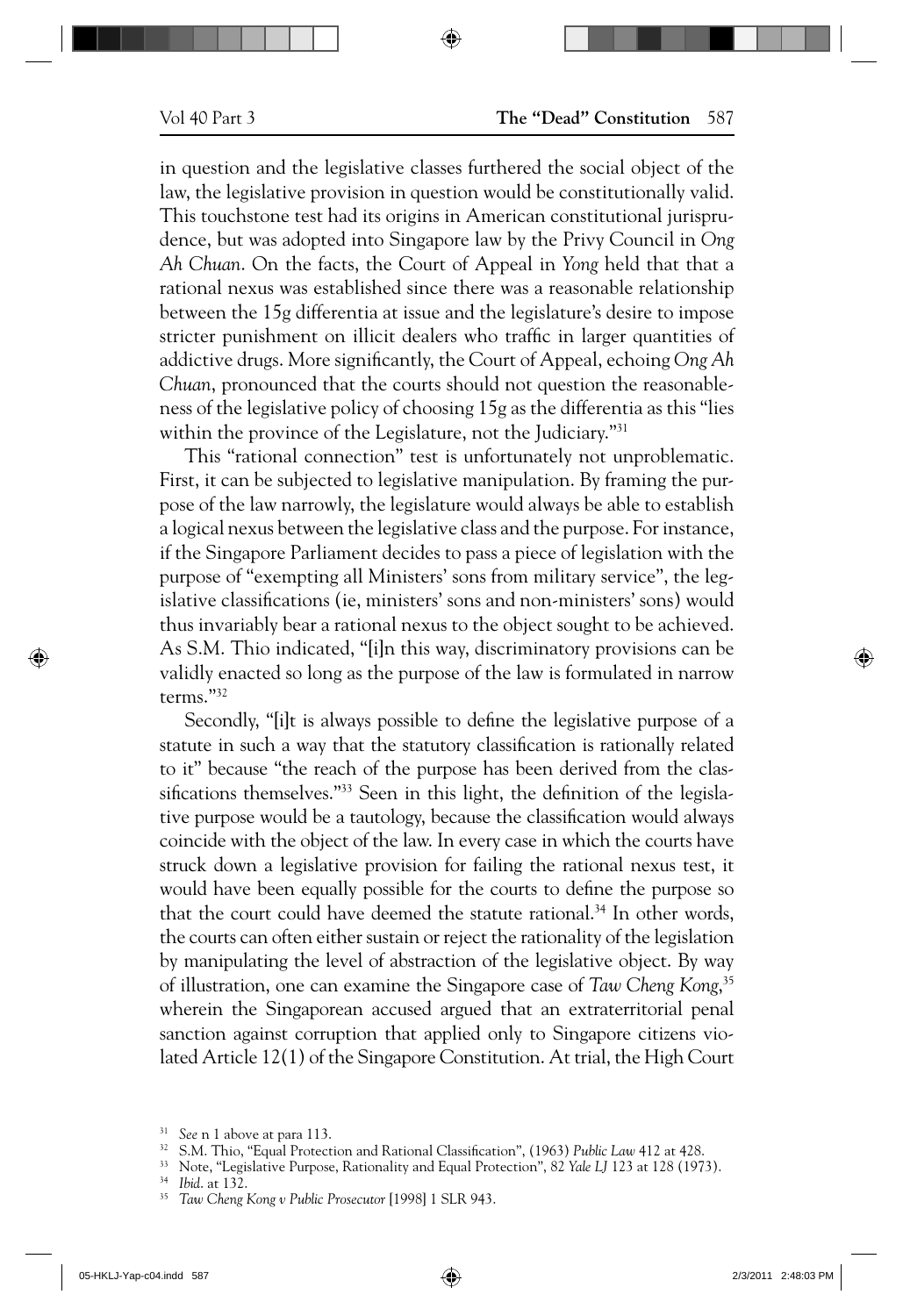in question and the legislative classes furthered the social object of the law, the legislative provision in question would be constitutionally valid. This touchstone test had its origins in American constitutional jurisprudence, but was adopted into Singapore law by the Privy Council in *Ong Ah Chuan*. On the facts, the Court of Appeal in *Yong* held that that a rational nexus was established since there was a reasonable relationship between the 15g differentia at issue and the legislature's desire to impose stricter punishment on illicit dealers who traffic in larger quantities of addictive drugs. More significantly, the Court of Appeal, echoing *Ong Ah Chuan*, pronounced that the courts should not question the reasonableness of the legislative policy of choosing 15g as the differentia as this "lies within the province of the Legislature, not the Judiciary."[31]

This "rational connection" test is unfortunately not unproblematic. First, it can be subjected to legislative manipulation. By framing the purpose of the law narrowly, the legislature would always be able to establish a logical nexus between the legislative class and the purpose. For instance, if the Singapore Parliament decides to pass a piece of legislation with the purpose of "exempting all Ministers' sons from military service", the legislative classifications (ie, ministers' sons and non-ministers' sons) would thus invariably bear a rational nexus to the object sought to be achieved. As S.M. Thio indicated, "[i]n this way, discriminatory provisions can be validly enacted so long as the purpose of the law is formulated in narrow terms."[32]

Secondly, "[i]t is always possible to define the legislative purpose of a statute in such a way that the statutory classification is rationally related to it" because "the reach of the purpose has been derived from the classifications themselves."[33] Seen in this light, the definition of the legislative purpose would be a tautology, because the classification would always coincide with the object of the law. In every case in which the courts have struck down a legislative provision for failing the rational nexus test, it would have been equally possible for the courts to define the purpose so that the court could have deemed the statute rational.[34] In other words, the courts can often either sustain or reject the rationality of the legislation by manipulating the level of abstraction of the legislative object. By way of illustration, one can examine the Singapore case of *Taw Cheng Kong*,[35] wherein the Singaporean accused argued that an extraterritorial penal sanction against corruption that applied only to Singapore citizens violated Article 12(1) of the Singapore Constitution. At trial, the High Court

---

[31] *See* n 1 above at para 113.

[32] S.M. Thio, "Equal Protection and Rational Classification", (1963) *Public Law* 412 at 428.

[33] Note, "Legislative Purpose, Rationality and Equal Protection", 82 *Yale LJ* 123 at 128 (1973).

[34] *Ibid*. at 132.

[35] *Taw Cheng Kong v Public Prosecutor* [1998] 1 SLR 943.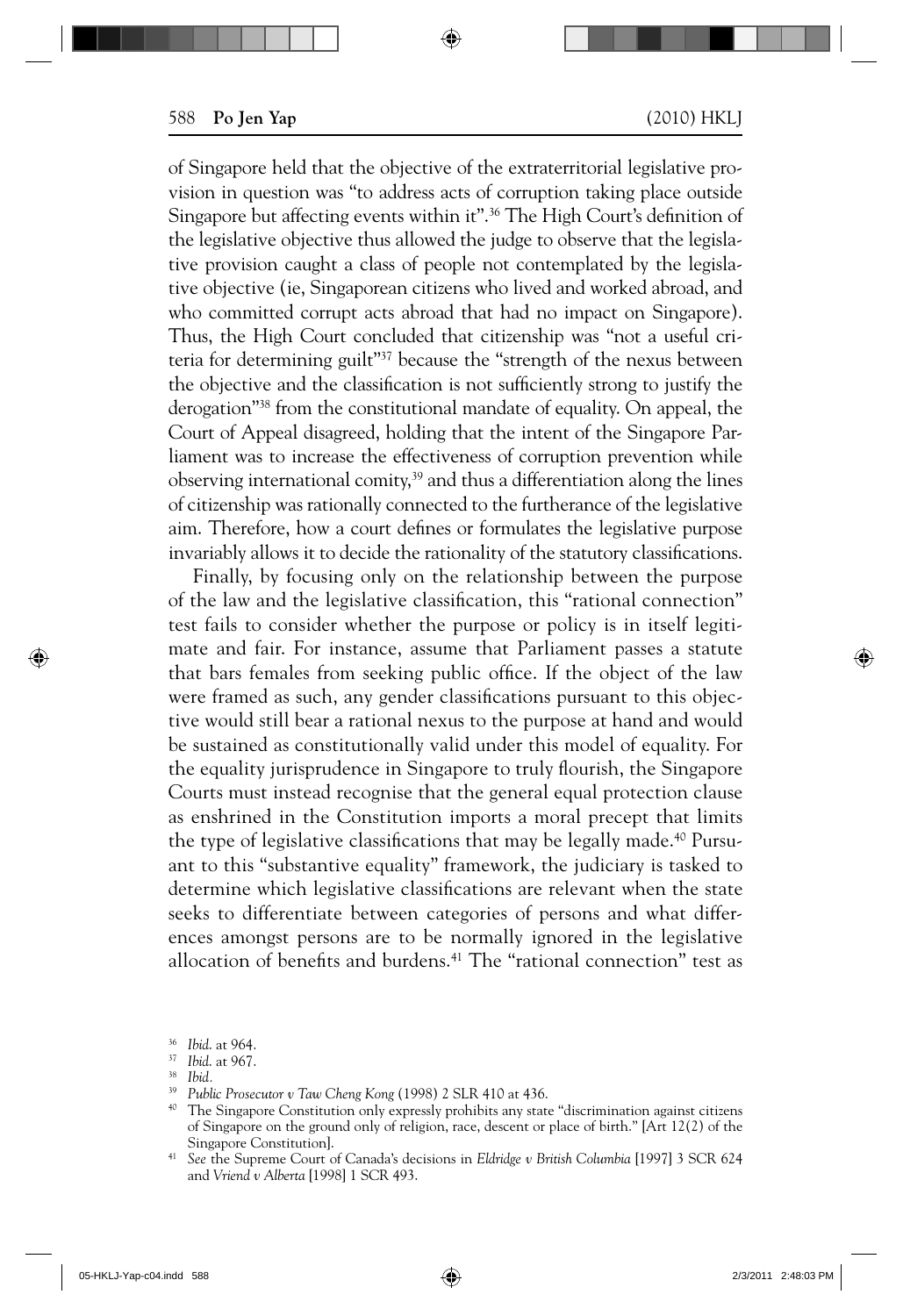of Singapore held that the objective of the extraterritorial legislative provision in question was "to address acts of corruption taking place outside Singapore but affecting events within it".[36] The High Court's definition of the legislative objective thus allowed the judge to observe that the legislative provision caught a class of people not contemplated by the legislative objective (ie, Singaporean citizens who lived and worked abroad, and who committed corrupt acts abroad that had no impact on Singapore). Thus, the High Court concluded that citizenship was "not a useful criteria for determining guilt"[37] because the "strength of the nexus between the objective and the classification is not sufficiently strong to justify the derogation"[38] from the constitutional mandate of equality. On appeal, the Court of Appeal disagreed, holding that the intent of the Singapore Parliament was to increase the effectiveness of corruption prevention while observing international comity,[39] and thus a differentiation along the lines of citizenship was rationally connected to the furtherance of the legislative aim. Therefore, how a court defines or formulates the legislative purpose invariably allows it to decide the rationality of the statutory classifications.

Finally, by focusing only on the relationship between the purpose of the law and the legislative classification, this "rational connection" test fails to consider whether the purpose or policy is in itself legitimate and fair. For instance, assume that Parliament passes a statute that bars females from seeking public office. If the object of the law were framed as such, any gender classifications pursuant to this objective would still bear a rational nexus to the purpose at hand and would be sustained as constitutionally valid under this model of equality. For the equality jurisprudence in Singapore to truly flourish, the Singapore Courts must instead recognise that the general equal protection clause as enshrined in the Constitution imports a moral precept that limits the type of legislative classifications that may be legally made.[40] Pursuant to this "substantive equality" framework, the judiciary is tasked to determine which legislative classifications are relevant when the state seeks to differentiate between categories of persons and what differences amongst persons are to be normally ignored in the legislative allocation of benefits and burdens.[41] The "rational connection" test as

---

[36] *Ibid.* at 964.

[37] *Ibid.* at 967.

[38] *Ibid.*

[39] *Public Prosecutor v Taw Cheng Kong* (1998) 2 SLR 410 at 436.

[40] The Singapore Constitution only expressly prohibits any state "discrimination against citizens of Singapore on the ground only of religion, race, descent or place of birth." [Art 12(2) of the Singapore Constitution].

[41] *See* the Supreme Court of Canada's decisions in *Eldridge v British Columbia* [1997] 3 SCR 624 and *Vriend v Alberta* [1998] 1 SCR 493.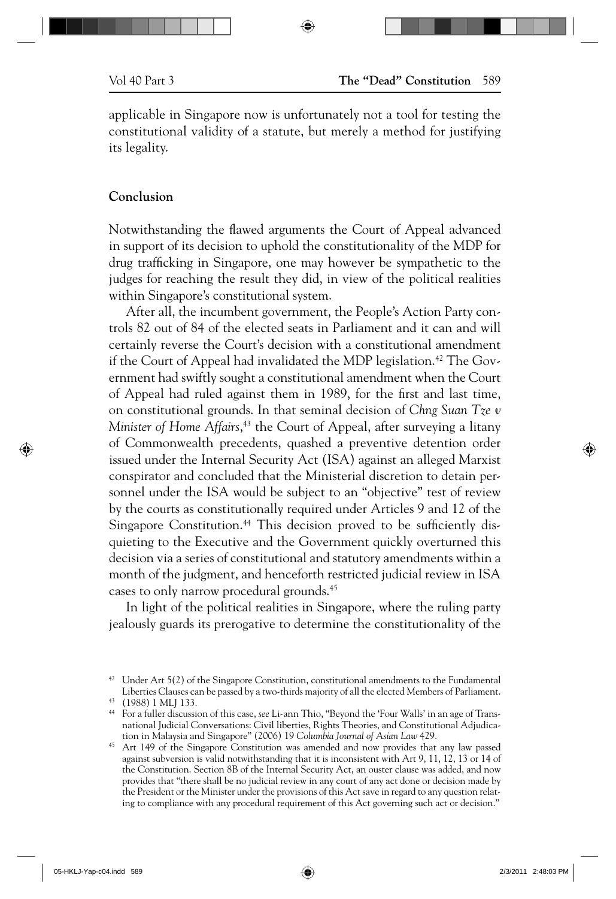applicable in Singapore now is unfortunately not a tool for testing the constitutional validity of a statute, but merely a method for justifying its legality.

## Conclusion

Notwithstanding the flawed arguments the Court of Appeal advanced in support of its decision to uphold the constitutionality of the MDP for drug trafficking in Singapore, one may however be sympathetic to the judges for reaching the result they did, in view of the political realities within Singapore's constitutional system.

After all, the incumbent government, the People's Action Party controls 82 out of 84 of the elected seats in Parliament and it can and will certainly reverse the Court's decision with a constitutional amendment if the Court of Appeal had invalidated the MDP legislation.[42] The Government had swiftly sought a constitutional amendment when the Court of Appeal had ruled against them in 1989, for the first and last time, on constitutional grounds. In that seminal decision of *Chng Suan Tze v Minister of Home Affairs*,[43] the Court of Appeal, after surveying a litany of Commonwealth precedents, quashed a preventive detention order issued under the Internal Security Act (ISA) against an alleged Marxist conspirator and concluded that the Ministerial discretion to detain personnel under the ISA would be subject to an "objective" test of review by the courts as constitutionally required under Articles 9 and 12 of the Singapore Constitution.[44] This decision proved to be sufficiently disquieting to the Executive and the Government quickly overturned this decision via a series of constitutional and statutory amendments within a month of the judgment, and henceforth restricted judicial review in ISA cases to only narrow procedural grounds.[45]

In light of the political realities in Singapore, where the ruling party jealously guards its prerogative to determine the constitutionality of the

---

[42] Under Art 5(2) of the Singapore Constitution, constitutional amendments to the Fundamental Liberties Clauses can be passed by a two-thirds majority of all the elected Members of Parliament.

[43] (1988) 1 MLJ 133.

[44] For a fuller discussion of this case, *see* Li-ann Thio, "Beyond the 'Four Walls' in an age of Transnational Judicial Conversations: Civil liberties, Rights Theories, and Constitutional Adjudication in Malaysia and Singapore" (2006) 19 *Columbia Journal of Asian Law* 429.

[45] Art 149 of the Singapore Constitution was amended and now provides that any law passed against subversion is valid notwithstanding that it is inconsistent with Art 9, 11, 12, 13 or 14 of the Constitution. Section 8B of the Internal Security Act, an ouster clause was added, and now provides that "there shall be no judicial review in any court of any act done or decision made by the President or the Minister under the provisions of this Act save in regard to any question relating to compliance with any procedural requirement of this Act governing such act or decision."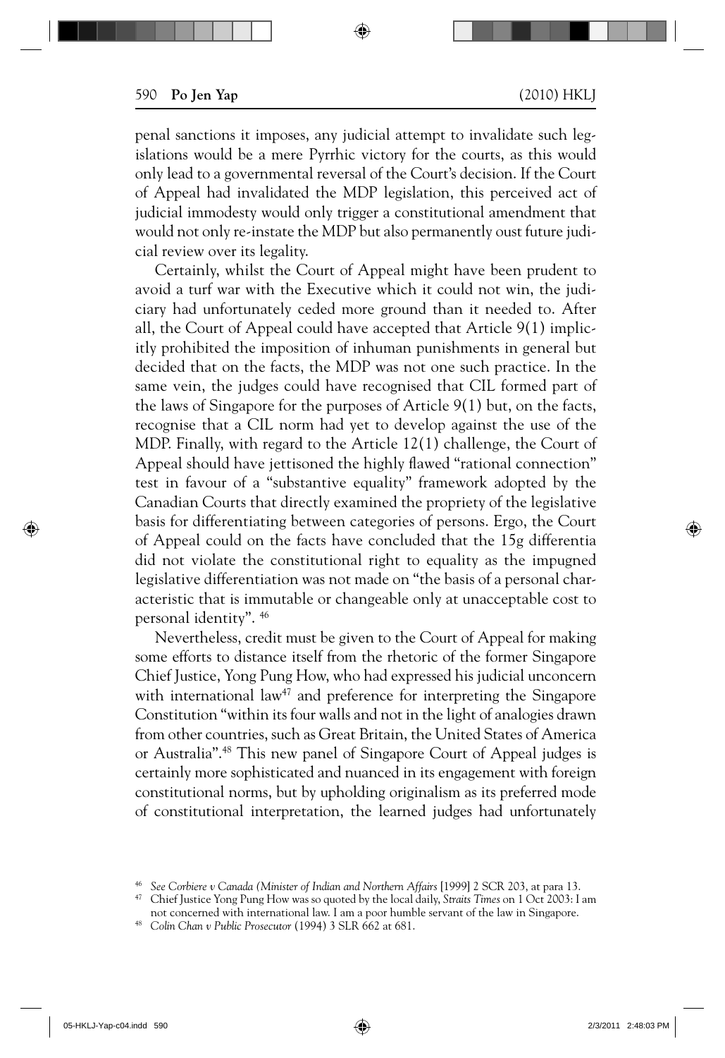penal sanctions it imposes, any judicial attempt to invalidate such legislations would be a mere Pyrrhic victory for the courts, as this would only lead to a governmental reversal of the Court's decision. If the Court of Appeal had invalidated the MDP legislation, this perceived act of judicial immodesty would only trigger a constitutional amendment that would not only re-instate the MDP but also permanently oust future judicial review over its legality.

Certainly, whilst the Court of Appeal might have been prudent to avoid a turf war with the Executive which it could not win, the judiciary had unfortunately ceded more ground than it needed to. After all, the Court of Appeal could have accepted that Article 9(1) implicitly prohibited the imposition of inhuman punishments in general but decided that on the facts, the MDP was not one such practice. In the same vein, the judges could have recognised that CIL formed part of the laws of Singapore for the purposes of Article 9(1) but, on the facts, recognise that a CIL norm had yet to develop against the use of the MDP. Finally, with regard to the Article 12(1) challenge, the Court of Appeal should have jettisoned the highly flawed "rational connection" test in favour of a "substantive equality" framework adopted by the Canadian Courts that directly examined the propriety of the legislative basis for differentiating between categories of persons. Ergo, the Court of Appeal could on the facts have concluded that the 15g differentia did not violate the constitutional right to equality as the impugned legislative differentiation was not made on "the basis of a personal characteristic that is immutable or changeable only at unacceptable cost to personal identity". [46]

Nevertheless, credit must be given to the Court of Appeal for making some efforts to distance itself from the rhetoric of the former Singapore Chief Justice, Yong Pung How, who had expressed his judicial unconcern with international law[47] and preference for interpreting the Singapore Constitution "within its four walls and not in the light of analogies drawn from other countries, such as Great Britain, the United States of America or Australia".[48] This new panel of Singapore Court of Appeal judges is certainly more sophisticated and nuanced in its engagement with foreign constitutional norms, but by upholding originalism as its preferred mode of constitutional interpretation, the learned judges had unfortunately

---

[46] *See Corbiere v Canada (Minister of Indian and Northern Affairs* [1999] 2 SCR 203, at para 13.

[47] Chief Justice Yong Pung How was so quoted by the local daily, *Straits Times* on 1 Oct 2003: I am not concerned with international law. I am a poor humble servant of the law in Singapore.

[48] *Colin Chan v Public Prosecutor* (1994) 3 SLR 662 at 681.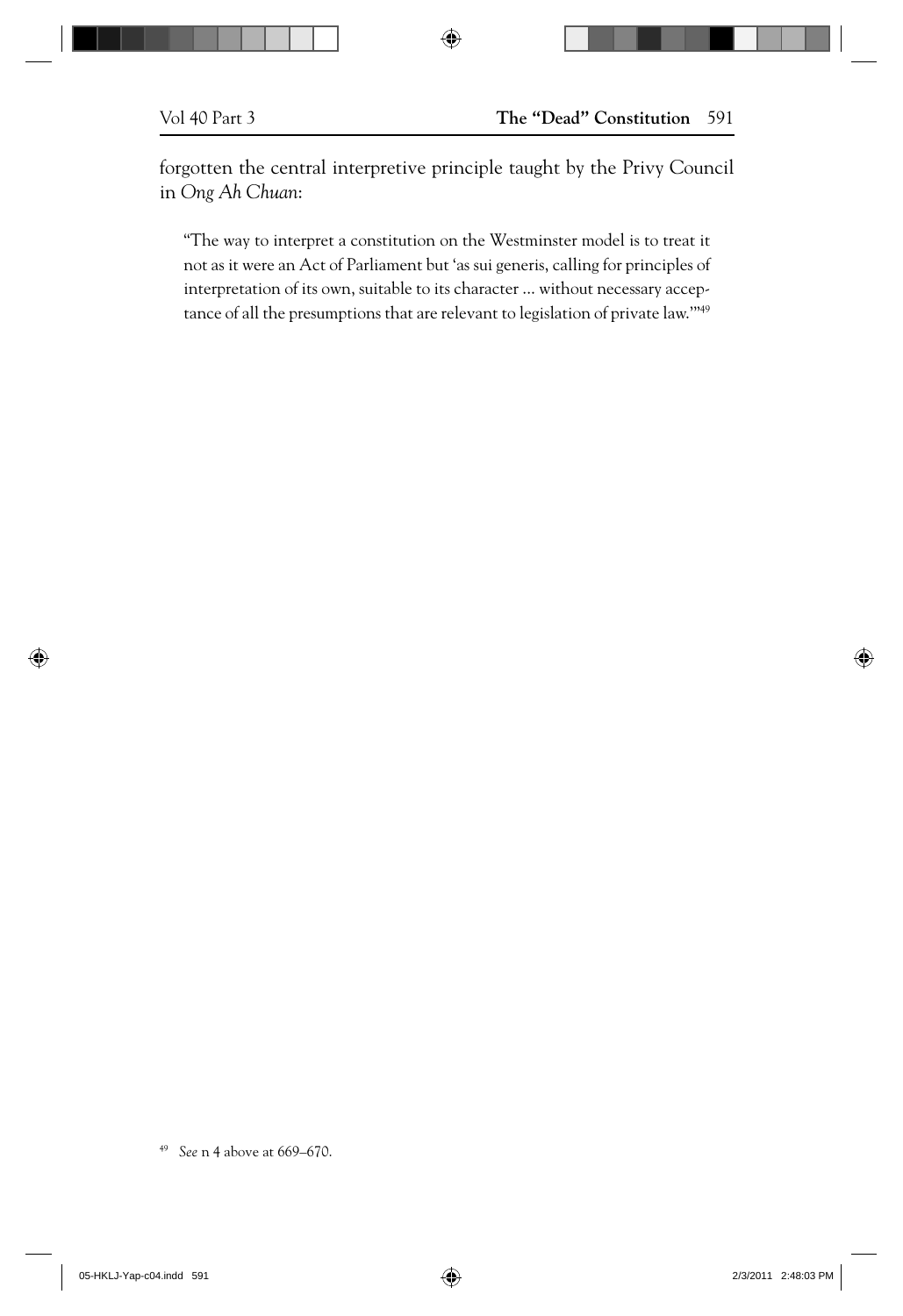forgotten the central interpretive principle taught by the Privy Council in *Ong Ah Chuan*:

> "The way to interpret a constitution on the Westminster model is to treat it not as it were an Act of Parliament but 'as sui generis, calling for principles of interpretation of its own, suitable to its character ... without necessary acceptance of all the presumptions that are relevant to legislation of private law.'"[49]

[49] *See* n 4 above at 669–670.